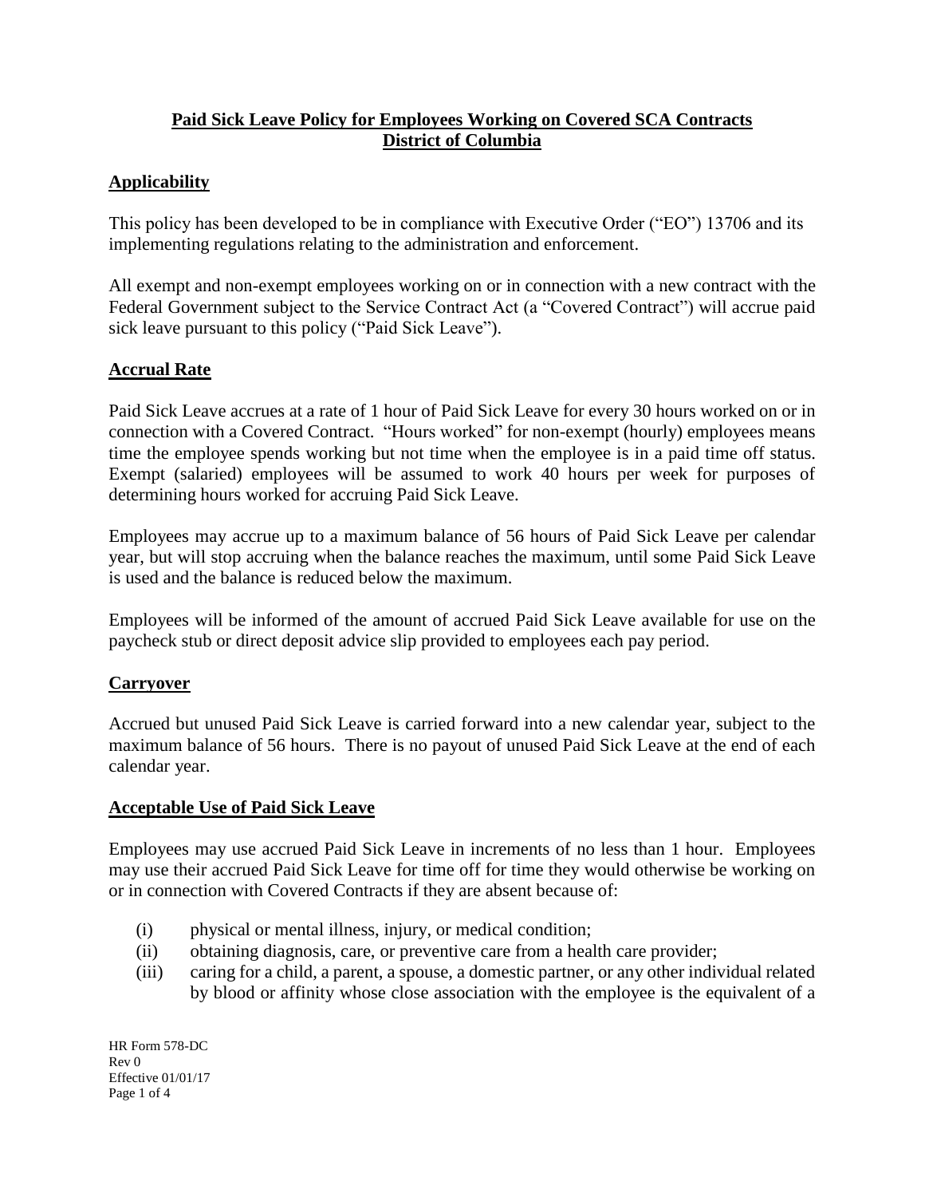# **Paid Sick Leave Policy for Employees Working on Covered SCA Contracts District of Columbia**

## **Applicability**

This policy has been developed to be in compliance with Executive Order ("EO") 13706 and its implementing regulations relating to the administration and enforcement.

All exempt and non-exempt employees working on or in connection with a new contract with the Federal Government subject to the Service Contract Act (a "Covered Contract") will accrue paid sick leave pursuant to this policy ("Paid Sick Leave").

## **Accrual Rate**

Paid Sick Leave accrues at a rate of 1 hour of Paid Sick Leave for every 30 hours worked on or in connection with a Covered Contract. "Hours worked" for non-exempt (hourly) employees means time the employee spends working but not time when the employee is in a paid time off status. Exempt (salaried) employees will be assumed to work 40 hours per week for purposes of determining hours worked for accruing Paid Sick Leave.

Employees may accrue up to a maximum balance of 56 hours of Paid Sick Leave per calendar year, but will stop accruing when the balance reaches the maximum, until some Paid Sick Leave is used and the balance is reduced below the maximum.

Employees will be informed of the amount of accrued Paid Sick Leave available for use on the paycheck stub or direct deposit advice slip provided to employees each pay period.

## **Carryover**

Accrued but unused Paid Sick Leave is carried forward into a new calendar year, subject to the maximum balance of 56 hours. There is no payout of unused Paid Sick Leave at the end of each calendar year.

## **Acceptable Use of Paid Sick Leave**

Employees may use accrued Paid Sick Leave in increments of no less than 1 hour. Employees may use their accrued Paid Sick Leave for time off for time they would otherwise be working on or in connection with Covered Contracts if they are absent because of:

(i) physical or mental illness, injury, or medical condition;
(ii) obtaining diagnosis, care, or preventive care from a health care provider;
(iii) caring for a child, a parent, a spouse, a domestic partner, or any other individual related by blood or affinity whose close association with the employee is the equivalent of a

HR Form 578-DC
Rev 0
Effective 01/01/17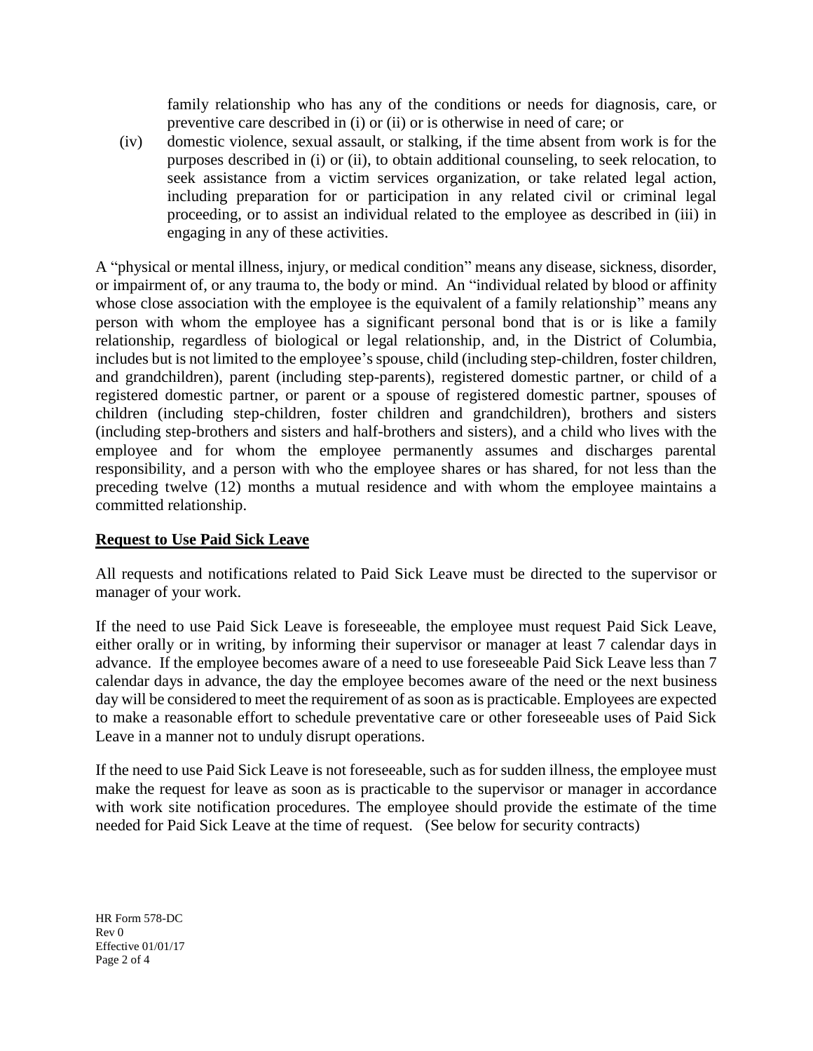family relationship who has any of the conditions or needs for diagnosis, care, or preventive care described in (i) or (ii) or is otherwise in need of care; or

(iv) domestic violence, sexual assault, or stalking, if the time absent from work is for the purposes described in (i) or (ii), to obtain additional counseling, to seek relocation, to seek assistance from a victim services organization, or take related legal action, including preparation for or participation in any related civil or criminal legal proceeding, or to assist an individual related to the employee as described in (iii) in engaging in any of these activities.

A "physical or mental illness, injury, or medical condition" means any disease, sickness, disorder, or impairment of, or any trauma to, the body or mind. An "individual related by blood or affinity whose close association with the employee is the equivalent of a family relationship" means any person with whom the employee has a significant personal bond that is or is like a family relationship, regardless of biological or legal relationship, and, in the District of Columbia, includes but is not limited to the employee's spouse, child (including step-children, foster children, and grandchildren), parent (including step-parents), registered domestic partner, or child of a registered domestic partner, or parent or a spouse of registered domestic partner, spouses of children (including step-children, foster children and grandchildren), brothers and sisters (including step-brothers and sisters and half-brothers and sisters), and a child who lives with the employee and for whom the employee permanently assumes and discharges parental responsibility, and a person with who the employee shares or has shared, for not less than the preceding twelve (12) months a mutual residence and with whom the employee maintains a committed relationship.

**Request to Use Paid Sick Leave**

All requests and notifications related to Paid Sick Leave must be directed to the supervisor or manager of your work.

If the need to use Paid Sick Leave is foreseeable, the employee must request Paid Sick Leave, either orally or in writing, by informing their supervisor or manager at least 7 calendar days in advance. If the employee becomes aware of a need to use foreseeable Paid Sick Leave less than 7 calendar days in advance, the day the employee becomes aware of the need or the next business day will be considered to meet the requirement of as soon as is practicable. Employees are expected to make a reasonable effort to schedule preventative care or other foreseeable uses of Paid Sick Leave in a manner not to unduly disrupt operations.

If the need to use Paid Sick Leave is not foreseeable, such as for sudden illness, the employee must make the request for leave as soon as is practicable to the supervisor or manager in accordance with work site notification procedures. The employee should provide the estimate of the time needed for Paid Sick Leave at the time of request. (See below for security contracts)

HR Form 578-DC
Rev 0
Effective 01/01/17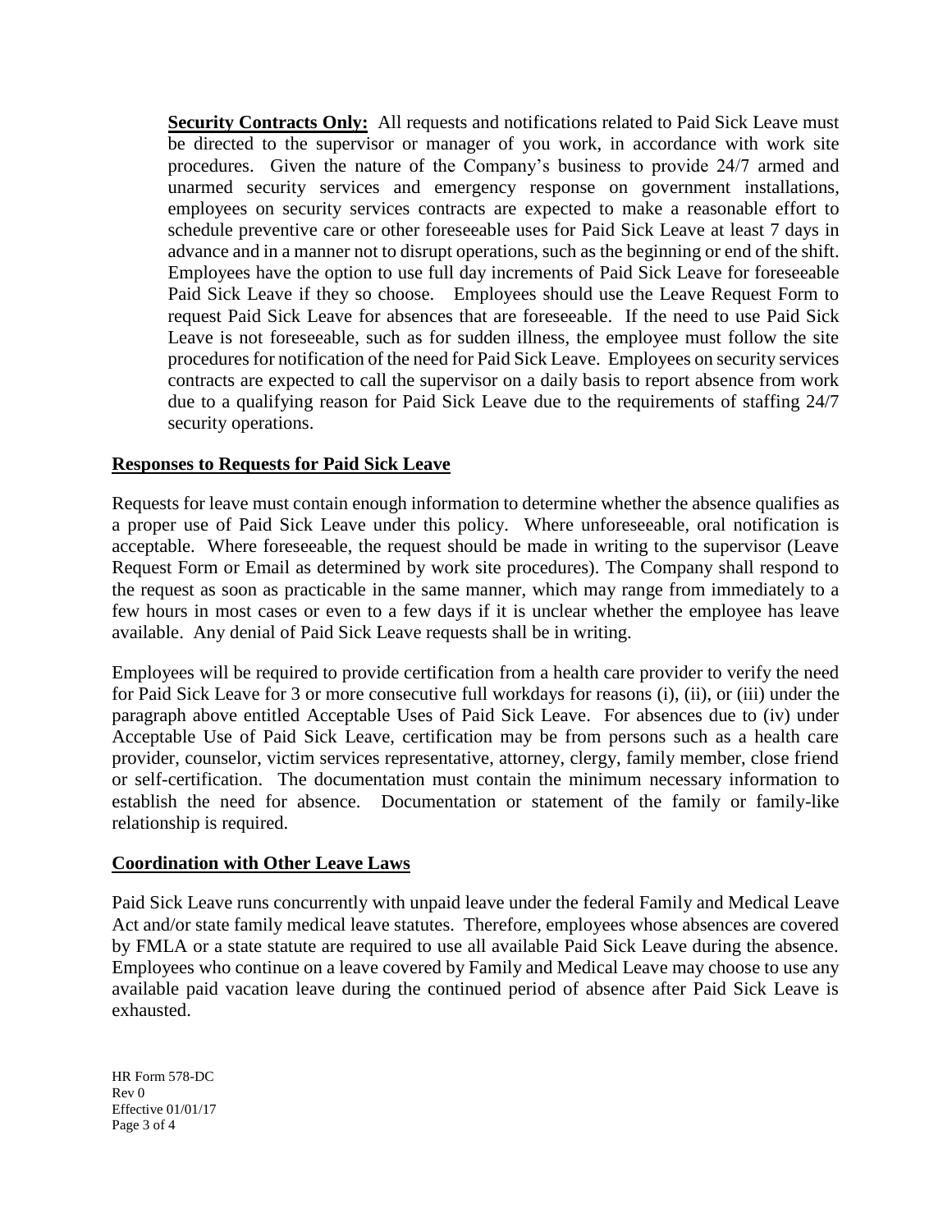**Security Contracts Only:** All requests and notifications related to Paid Sick Leave must be directed to the supervisor or manager of you work, in accordance with work site procedures. Given the nature of the Company's business to provide 24/7 armed and unarmed security services and emergency response on government installations, employees on security services contracts are expected to make a reasonable effort to schedule preventive care or other foreseeable uses for Paid Sick Leave at least 7 days in advance and in a manner not to disrupt operations, such as the beginning or end of the shift. Employees have the option to use full day increments of Paid Sick Leave for foreseeable Paid Sick Leave if they so choose. Employees should use the Leave Request Form to request Paid Sick Leave for absences that are foreseeable. If the need to use Paid Sick Leave is not foreseeable, such as for sudden illness, the employee must follow the site procedures for notification of the need for Paid Sick Leave. Employees on security services contracts are expected to call the supervisor on a daily basis to report absence from work due to a qualifying reason for Paid Sick Leave due to the requirements of staffing 24/7 security operations.

## Responses to Requests for Paid Sick Leave

Requests for leave must contain enough information to determine whether the absence qualifies as a proper use of Paid Sick Leave under this policy. Where unforeseeable, oral notification is acceptable. Where foreseeable, the request should be made in writing to the supervisor (Leave Request Form or Email as determined by work site procedures). The Company shall respond to the request as soon as practicable in the same manner, which may range from immediately to a few hours in most cases or even to a few days if it is unclear whether the employee has leave available. Any denial of Paid Sick Leave requests shall be in writing.

Employees will be required to provide certification from a health care provider to verify the need for Paid Sick Leave for 3 or more consecutive full workdays for reasons (i), (ii), or (iii) under the paragraph above entitled Acceptable Uses of Paid Sick Leave. For absences due to (iv) under Acceptable Use of Paid Sick Leave, certification may be from persons such as a health care provider, counselor, victim services representative, attorney, clergy, family member, close friend or self-certification. The documentation must contain the minimum necessary information to establish the need for absence. Documentation or statement of the family or family-like relationship is required.

## Coordination with Other Leave Laws

Paid Sick Leave runs concurrently with unpaid leave under the federal Family and Medical Leave Act and/or state family medical leave statutes. Therefore, employees whose absences are covered by FMLA or a state statute are required to use all available Paid Sick Leave during the absence. Employees who continue on a leave covered by Family and Medical Leave may choose to use any available paid vacation leave during the continued period of absence after Paid Sick Leave is exhausted.

HR Form 578-DC
Rev 0
Effective 01/01/17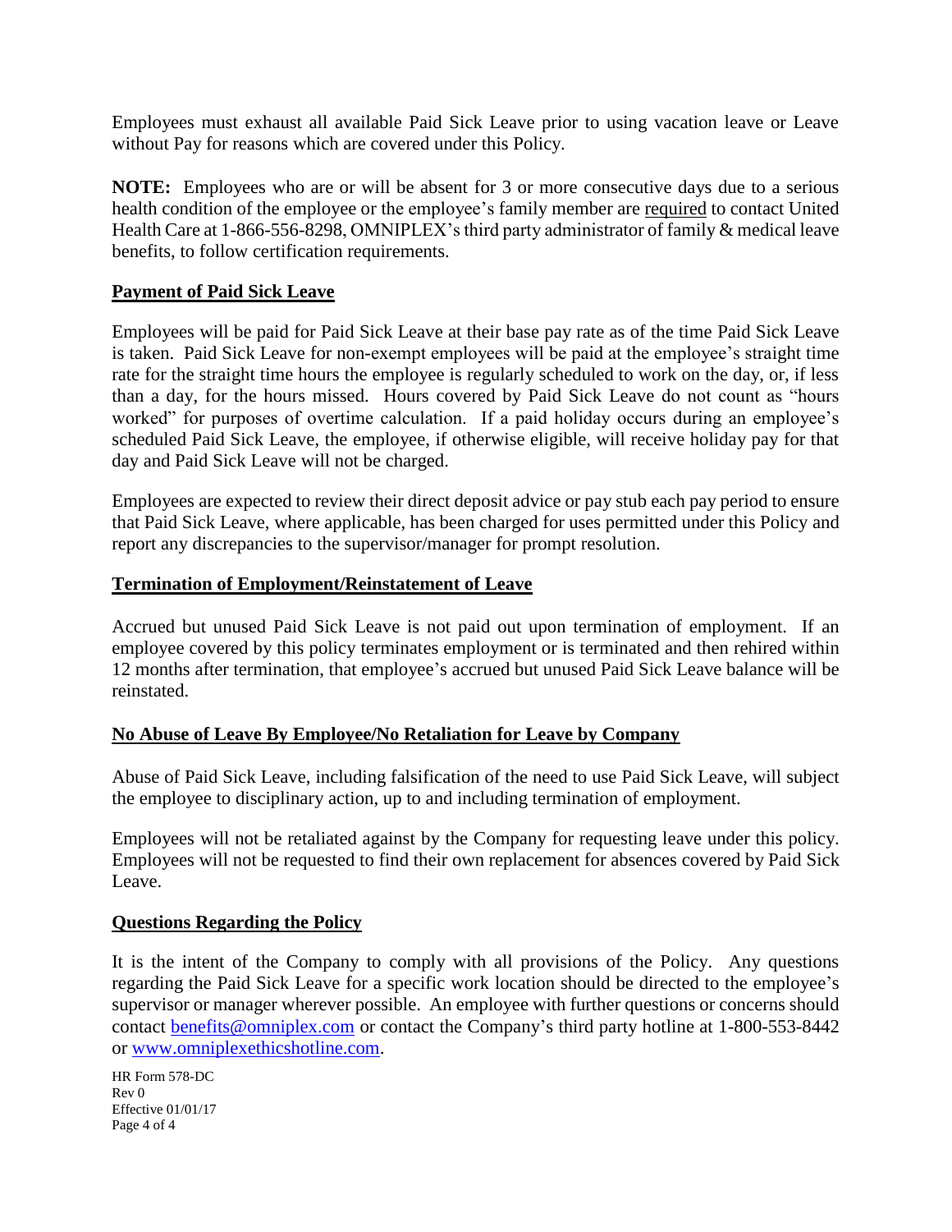Employees must exhaust all available Paid Sick Leave prior to using vacation leave or Leave without Pay for reasons which are covered under this Policy.

**NOTE:** Employees who are or will be absent for 3 or more consecutive days due to a serious health condition of the employee or the employee's family member are required to contact United Health Care at 1-866-556-8298, OMNIPLEX's third party administrator of family & medical leave benefits, to follow certification requirements.

## Payment of Paid Sick Leave

Employees will be paid for Paid Sick Leave at their base pay rate as of the time Paid Sick Leave is taken. Paid Sick Leave for non-exempt employees will be paid at the employee's straight time rate for the straight time hours the employee is regularly scheduled to work on the day, or, if less than a day, for the hours missed. Hours covered by Paid Sick Leave do not count as "hours worked" for purposes of overtime calculation. If a paid holiday occurs during an employee's scheduled Paid Sick Leave, the employee, if otherwise eligible, will receive holiday pay for that day and Paid Sick Leave will not be charged.

Employees are expected to review their direct deposit advice or pay stub each pay period to ensure that Paid Sick Leave, where applicable, has been charged for uses permitted under this Policy and report any discrepancies to the supervisor/manager for prompt resolution.

## Termination of Employment/Reinstatement of Leave

Accrued but unused Paid Sick Leave is not paid out upon termination of employment. If an employee covered by this policy terminates employment or is terminated and then rehired within 12 months after termination, that employee's accrued but unused Paid Sick Leave balance will be reinstated.

## No Abuse of Leave By Employee/No Retaliation for Leave by Company

Abuse of Paid Sick Leave, including falsification of the need to use Paid Sick Leave, will subject the employee to disciplinary action, up to and including termination of employment.

Employees will not be retaliated against by the Company for requesting leave under this policy. Employees will not be requested to find their own replacement for absences covered by Paid Sick Leave.

## Questions Regarding the Policy

It is the intent of the Company to comply with all provisions of the Policy. Any questions regarding the Paid Sick Leave for a specific work location should be directed to the employee's supervisor or manager wherever possible. An employee with further questions or concerns should contact benefits@omniplex.com or contact the Company's third party hotline at 1-800-553-8442 or www.omniplexethicshotline.com.

HR Form 578-DC
Rev 0
Effective 01/01/17